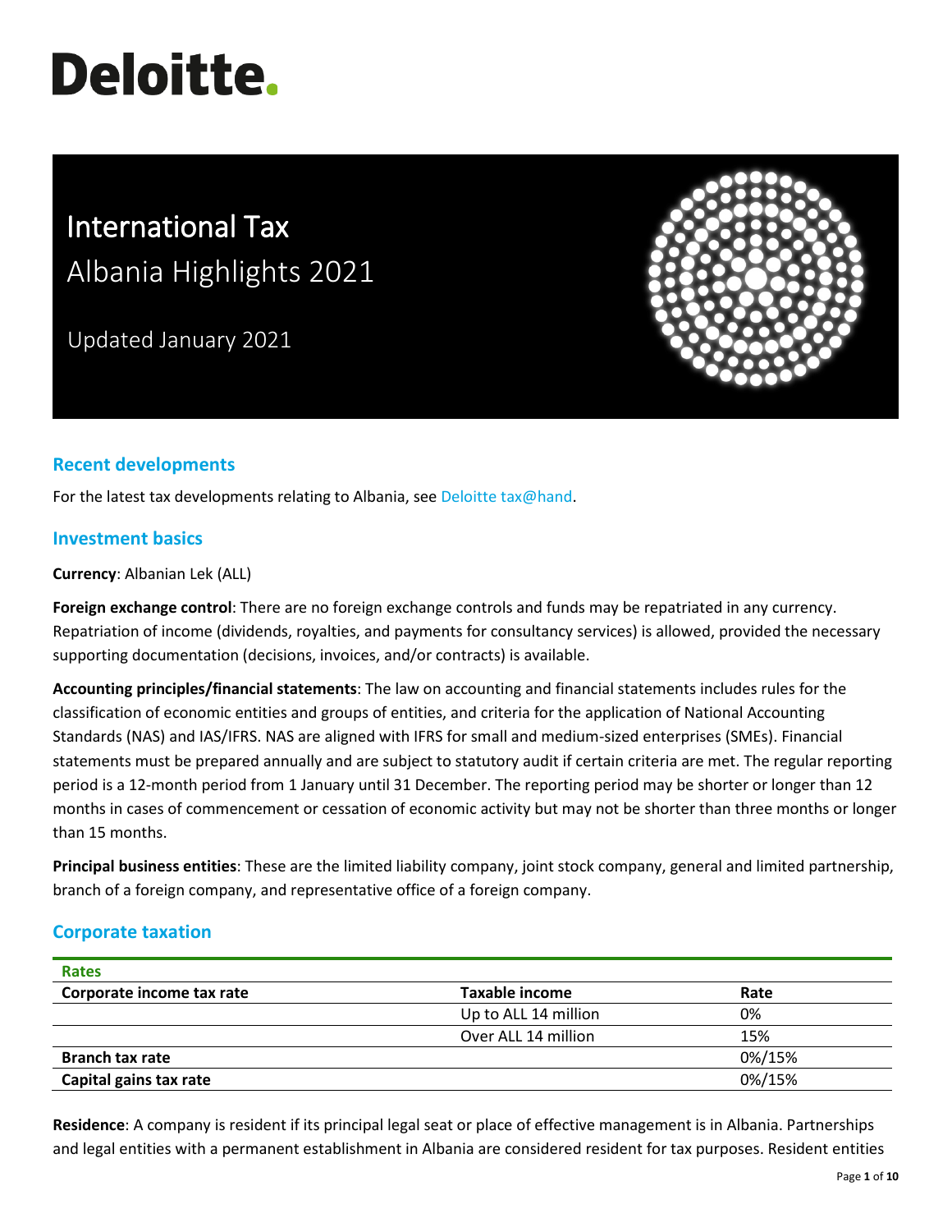Deloitte.

# International Tax
## Albania Highlights 2021

Updated January 2021

## Recent developments

For the latest tax developments relating to Albania, see Deloitte tax@hand.

## Investment basics

**Currency**: Albanian Lek (ALL)

**Foreign exchange control**: There are no foreign exchange controls and funds may be repatriated in any currency. Repatriation of income (dividends, royalties, and payments for consultancy services) is allowed, provided the necessary supporting documentation (decisions, invoices, and/or contracts) is available.

**Accounting principles/financial statements**: The law on accounting and financial statements includes rules for the classification of economic entities and groups of entities, and criteria for the application of National Accounting Standards (NAS) and IAS/IFRS. NAS are aligned with IFRS for small and medium-sized enterprises (SMEs). Financial statements must be prepared annually and are subject to statutory audit if certain criteria are met. The regular reporting period is a 12-month period from 1 January until 31 December. The reporting period may be shorter or longer than 12 months in cases of commencement or cessation of economic activity but may not be shorter than three months or longer than 15 months.

**Principal business entities**: These are the limited liability company, joint stock company, general and limited partnership, branch of a foreign company, and representative office of a foreign company.

## Corporate taxation

| Rates | | |
|---|---|---|
| **Corporate income tax rate** | **Taxable income** | **Rate** |
| | Up to ALL 14 million | 0% |
| | Over ALL 14 million | 15% |
| **Branch tax rate** | | 0%/15% |
| **Capital gains tax rate** | | 0%/15% |

**Residence**: A company is resident if its principal legal seat or place of effective management is in Albania. Partnerships and legal entities with a permanent establishment in Albania are considered resident for tax purposes. Resident entities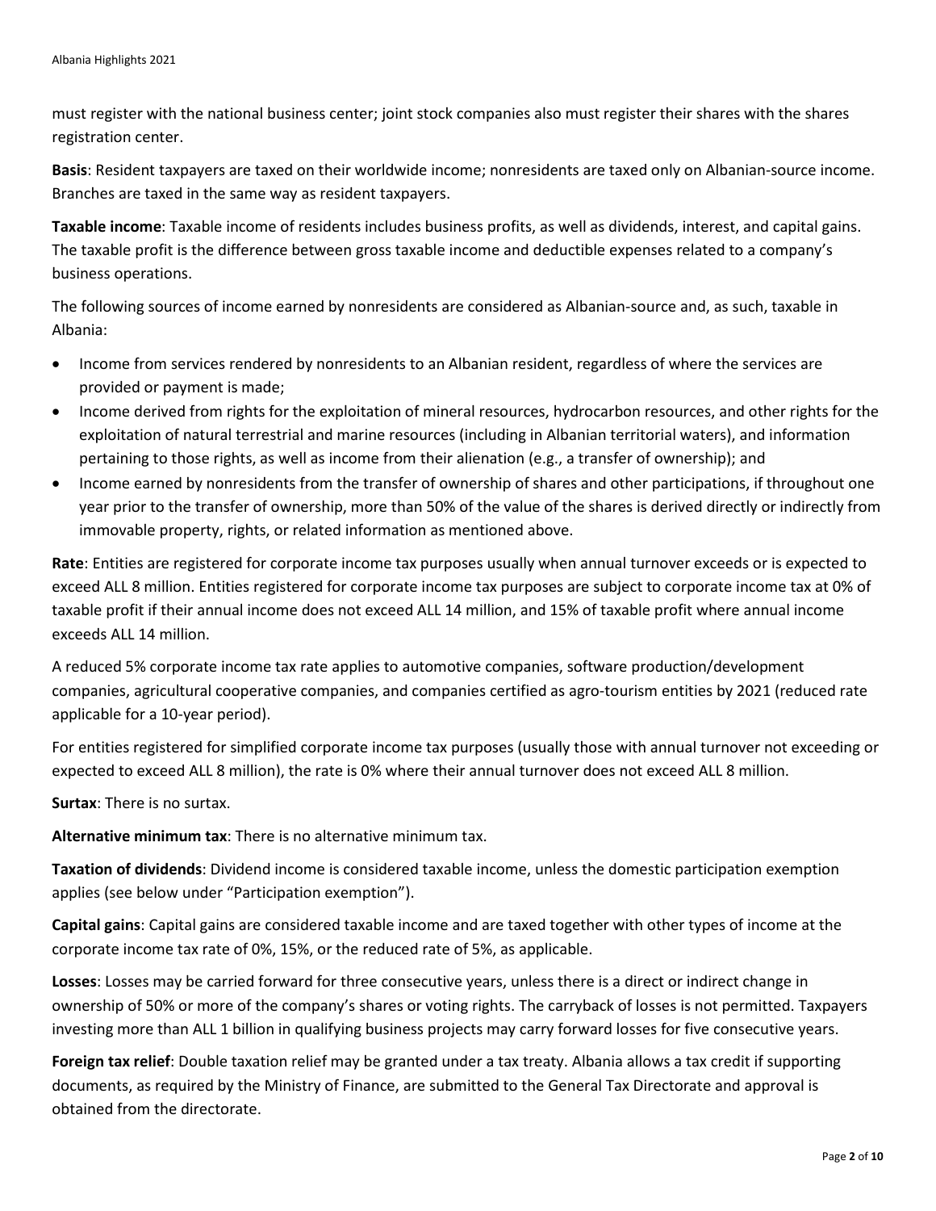must register with the national business center; joint stock companies also must register their shares with the shares registration center.

**Basis**: Resident taxpayers are taxed on their worldwide income; nonresidents are taxed only on Albanian-source income. Branches are taxed in the same way as resident taxpayers.

**Taxable income**: Taxable income of residents includes business profits, as well as dividends, interest, and capital gains. The taxable profit is the difference between gross taxable income and deductible expenses related to a company's business operations.

The following sources of income earned by nonresidents are considered as Albanian-source and, as such, taxable in Albania:

- Income from services rendered by nonresidents to an Albanian resident, regardless of where the services are provided or payment is made;
- Income derived from rights for the exploitation of mineral resources, hydrocarbon resources, and other rights for the exploitation of natural terrestrial and marine resources (including in Albanian territorial waters), and information pertaining to those rights, as well as income from their alienation (e.g., a transfer of ownership); and
- Income earned by nonresidents from the transfer of ownership of shares and other participations, if throughout one year prior to the transfer of ownership, more than 50% of the value of the shares is derived directly or indirectly from immovable property, rights, or related information as mentioned above.

**Rate**: Entities are registered for corporate income tax purposes usually when annual turnover exceeds or is expected to exceed ALL 8 million. Entities registered for corporate income tax purposes are subject to corporate income tax at 0% of taxable profit if their annual income does not exceed ALL 14 million, and 15% of taxable profit where annual income exceeds ALL 14 million.

A reduced 5% corporate income tax rate applies to automotive companies, software production/development companies, agricultural cooperative companies, and companies certified as agro-tourism entities by 2021 (reduced rate applicable for a 10-year period).

For entities registered for simplified corporate income tax purposes (usually those with annual turnover not exceeding or expected to exceed ALL 8 million), the rate is 0% where their annual turnover does not exceed ALL 8 million.

**Surtax**: There is no surtax.

**Alternative minimum tax**: There is no alternative minimum tax.

**Taxation of dividends**: Dividend income is considered taxable income, unless the domestic participation exemption applies (see below under "Participation exemption").

**Capital gains**: Capital gains are considered taxable income and are taxed together with other types of income at the corporate income tax rate of 0%, 15%, or the reduced rate of 5%, as applicable.

**Losses**: Losses may be carried forward for three consecutive years, unless there is a direct or indirect change in ownership of 50% or more of the company's shares or voting rights. The carryback of losses is not permitted. Taxpayers investing more than ALL 1 billion in qualifying business projects may carry forward losses for five consecutive years.

**Foreign tax relief**: Double taxation relief may be granted under a tax treaty. Albania allows a tax credit if supporting documents, as required by the Ministry of Finance, are submitted to the General Tax Directorate and approval is obtained from the directorate.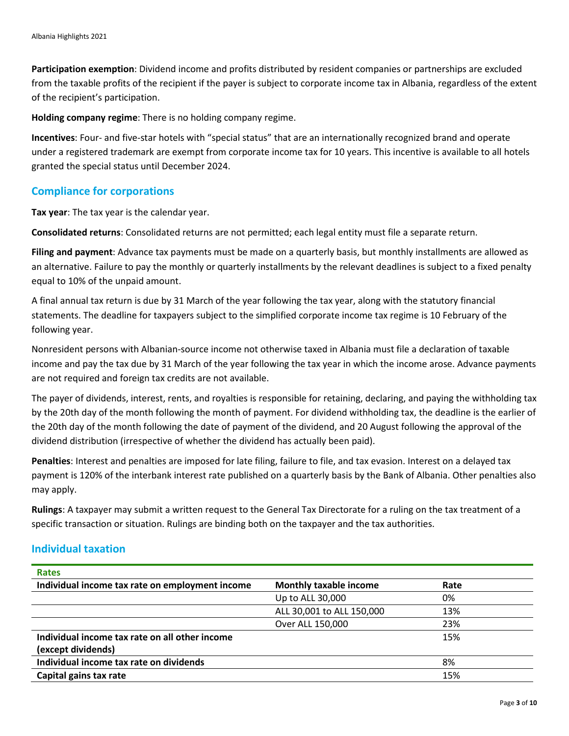**Participation exemption**: Dividend income and profits distributed by resident companies or partnerships are excluded from the taxable profits of the recipient if the payer is subject to corporate income tax in Albania, regardless of the extent of the recipient's participation.

**Holding company regime**: There is no holding company regime.

**Incentives**: Four- and five-star hotels with "special status" that are an internationally recognized brand and operate under a registered trademark are exempt from corporate income tax for 10 years. This incentive is available to all hotels granted the special status until December 2024.

## Compliance for corporations

**Tax year**: The tax year is the calendar year.

**Consolidated returns**: Consolidated returns are not permitted; each legal entity must file a separate return.

**Filing and payment**: Advance tax payments must be made on a quarterly basis, but monthly installments are allowed as an alternative. Failure to pay the monthly or quarterly installments by the relevant deadlines is subject to a fixed penalty equal to 10% of the unpaid amount.

A final annual tax return is due by 31 March of the year following the tax year, along with the statutory financial statements. The deadline for taxpayers subject to the simplified corporate income tax regime is 10 February of the following year.

Nonresident persons with Albanian-source income not otherwise taxed in Albania must file a declaration of taxable income and pay the tax due by 31 March of the year following the tax year in which the income arose. Advance payments are not required and foreign tax credits are not available.

The payer of dividends, interest, rents, and royalties is responsible for retaining, declaring, and paying the withholding tax by the 20th day of the month following the month of payment. For dividend withholding tax, the deadline is the earlier of the 20th day of the month following the date of payment of the dividend, and 20 August following the approval of the dividend distribution (irrespective of whether the dividend has actually been paid).

**Penalties**: Interest and penalties are imposed for late filing, failure to file, and tax evasion. Interest on a delayed tax payment is 120% of the interbank interest rate published on a quarterly basis by the Bank of Albania. Other penalties also may apply.

**Rulings**: A taxpayer may submit a written request to the General Tax Directorate for a ruling on the tax treatment of a specific transaction or situation. Rulings are binding both on the taxpayer and the tax authorities.

## Individual taxation

| Rates | | |
|---|---|---|
| **Individual income tax rate on employment income** | **Monthly taxable income** | **Rate** |
| | Up to ALL 30,000 | 0% |
| | ALL 30,001 to ALL 150,000 | 13% |
| | Over ALL 150,000 | 23% |
| **Individual income tax rate on all other income (except dividends)** | | 15% |
| **Individual income tax rate on dividends** | | 8% |
| **Capital gains tax rate** | | 15% |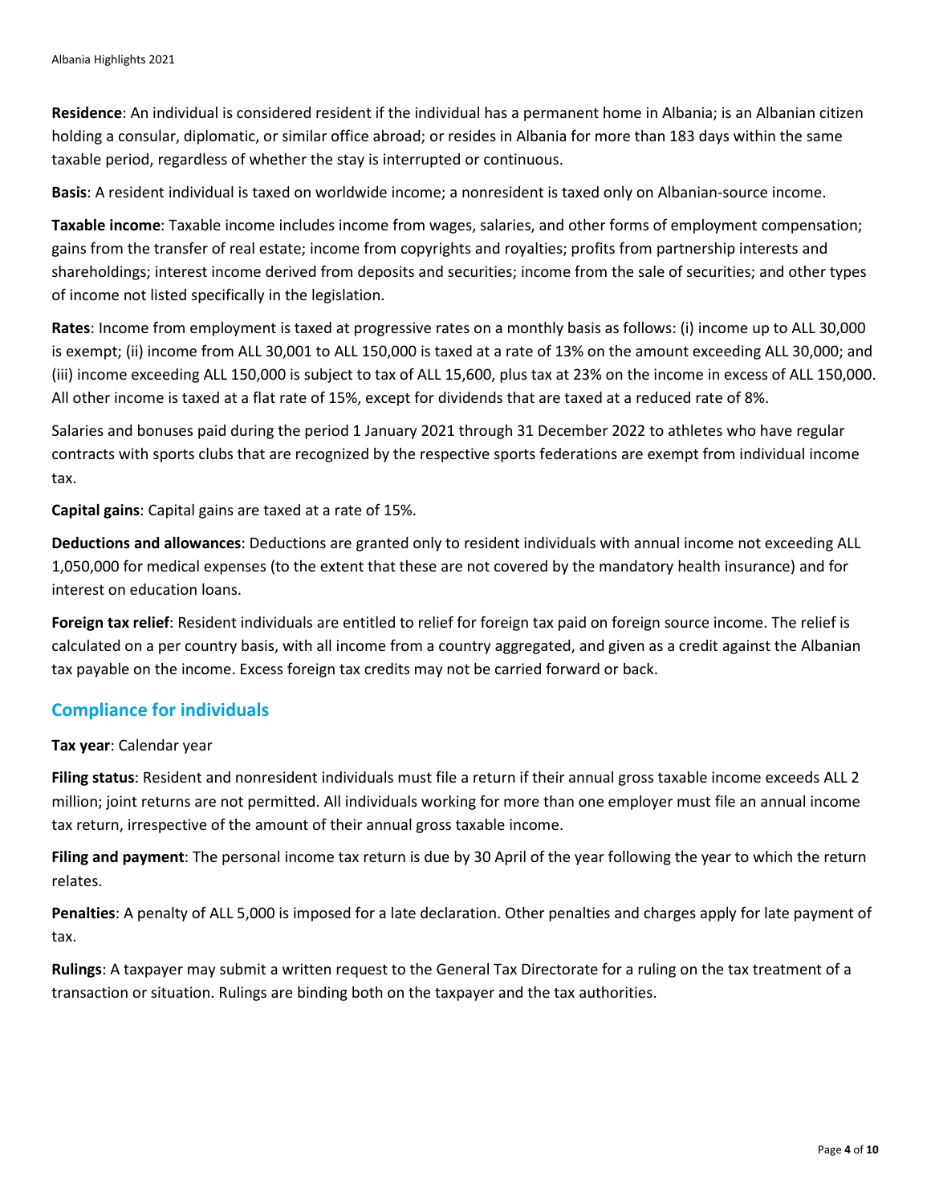**Residence**: An individual is considered resident if the individual has a permanent home in Albania; is an Albanian citizen holding a consular, diplomatic, or similar office abroad; or resides in Albania for more than 183 days within the same taxable period, regardless of whether the stay is interrupted or continuous.

**Basis**: A resident individual is taxed on worldwide income; a nonresident is taxed only on Albanian-source income.

**Taxable income**: Taxable income includes income from wages, salaries, and other forms of employment compensation; gains from the transfer of real estate; income from copyrights and royalties; profits from partnership interests and shareholdings; interest income derived from deposits and securities; income from the sale of securities; and other types of income not listed specifically in the legislation.

**Rates**: Income from employment is taxed at progressive rates on a monthly basis as follows: (i) income up to ALL 30,000 is exempt; (ii) income from ALL 30,001 to ALL 150,000 is taxed at a rate of 13% on the amount exceeding ALL 30,000; and (iii) income exceeding ALL 150,000 is subject to tax of ALL 15,600, plus tax at 23% on the income in excess of ALL 150,000. All other income is taxed at a flat rate of 15%, except for dividends that are taxed at a reduced rate of 8%.

Salaries and bonuses paid during the period 1 January 2021 through 31 December 2022 to athletes who have regular contracts with sports clubs that are recognized by the respective sports federations are exempt from individual income tax.

**Capital gains**: Capital gains are taxed at a rate of 15%.

**Deductions and allowances**: Deductions are granted only to resident individuals with annual income not exceeding ALL 1,050,000 for medical expenses (to the extent that these are not covered by the mandatory health insurance) and for interest on education loans.

**Foreign tax relief**: Resident individuals are entitled to relief for foreign tax paid on foreign source income. The relief is calculated on a per country basis, with all income from a country aggregated, and given as a credit against the Albanian tax payable on the income. Excess foreign tax credits may not be carried forward or back.

## Compliance for individuals

**Tax year**: Calendar year

**Filing status**: Resident and nonresident individuals must file a return if their annual gross taxable income exceeds ALL 2 million; joint returns are not permitted. All individuals working for more than one employer must file an annual income tax return, irrespective of the amount of their annual gross taxable income.

**Filing and payment**: The personal income tax return is due by 30 April of the year following the year to which the return relates.

**Penalties**: A penalty of ALL 5,000 is imposed for a late declaration. Other penalties and charges apply for late payment of tax.

**Rulings**: A taxpayer may submit a written request to the General Tax Directorate for a ruling on the tax treatment of a transaction or situation. Rulings are binding both on the taxpayer and the tax authorities.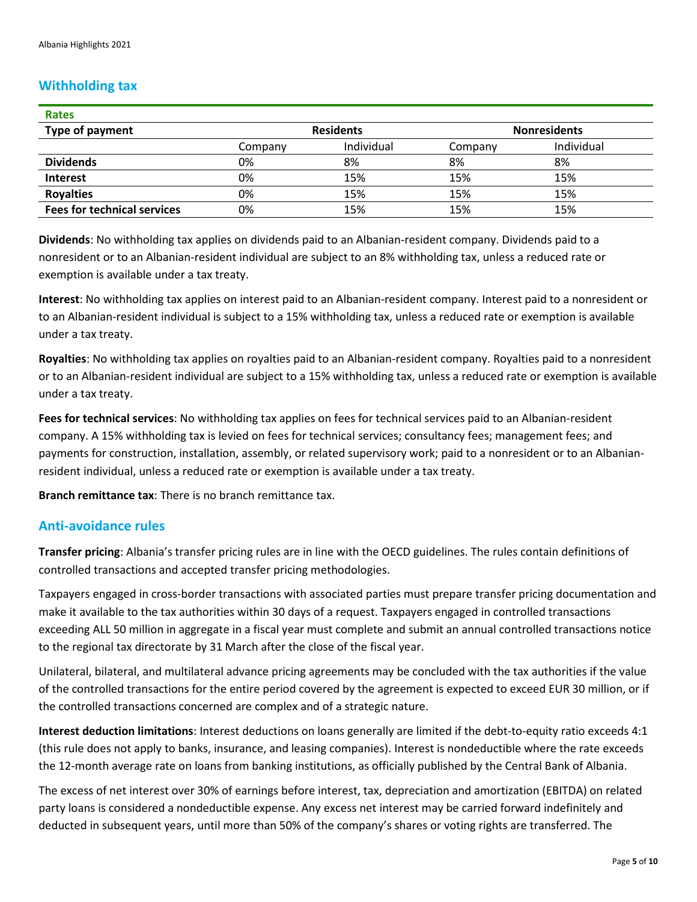## Withholding tax

| Rates | | | | |
|---|---|---|---|---|
| **Type of payment** | **Residents** | | **Nonresidents** | |
| | Company | Individual | Company | Individual |
| **Dividends** | 0% | 8% | 8% | 8% |
| **Interest** | 0% | 15% | 15% | 15% |
| **Royalties** | 0% | 15% | 15% | 15% |
| **Fees for technical services** | 0% | 15% | 15% | 15% |

**Dividends**: No withholding tax applies on dividends paid to an Albanian-resident company. Dividends paid to a nonresident or to an Albanian-resident individual are subject to an 8% withholding tax, unless a reduced rate or exemption is available under a tax treaty.

**Interest**: No withholding tax applies on interest paid to an Albanian-resident company. Interest paid to a nonresident or to an Albanian-resident individual is subject to a 15% withholding tax, unless a reduced rate or exemption is available under a tax treaty.

**Royalties**: No withholding tax applies on royalties paid to an Albanian-resident company. Royalties paid to a nonresident or to an Albanian-resident individual are subject to a 15% withholding tax, unless a reduced rate or exemption is available under a tax treaty.

**Fees for technical services**: No withholding tax applies on fees for technical services paid to an Albanian-resident company. A 15% withholding tax is levied on fees for technical services; consultancy fees; management fees; and payments for construction, installation, assembly, or related supervisory work; paid to a nonresident or to an Albanian-resident individual, unless a reduced rate or exemption is available under a tax treaty.

**Branch remittance tax**: There is no branch remittance tax.

## Anti-avoidance rules

**Transfer pricing**: Albania's transfer pricing rules are in line with the OECD guidelines. The rules contain definitions of controlled transactions and accepted transfer pricing methodologies.

Taxpayers engaged in cross-border transactions with associated parties must prepare transfer pricing documentation and make it available to the tax authorities within 30 days of a request. Taxpayers engaged in controlled transactions exceeding ALL 50 million in aggregate in a fiscal year must complete and submit an annual controlled transactions notice to the regional tax directorate by 31 March after the close of the fiscal year.

Unilateral, bilateral, and multilateral advance pricing agreements may be concluded with the tax authorities if the value of the controlled transactions for the entire period covered by the agreement is expected to exceed EUR 30 million, or if the controlled transactions concerned are complex and of a strategic nature.

**Interest deduction limitations**: Interest deductions on loans generally are limited if the debt-to-equity ratio exceeds 4:1 (this rule does not apply to banks, insurance, and leasing companies). Interest is nondeductible where the rate exceeds the 12-month average rate on loans from banking institutions, as officially published by the Central Bank of Albania.

The excess of net interest over 30% of earnings before interest, tax, depreciation and amortization (EBITDA) on related party loans is considered a nondeductible expense. Any excess net interest may be carried forward indefinitely and deducted in subsequent years, until more than 50% of the company's shares or voting rights are transferred. The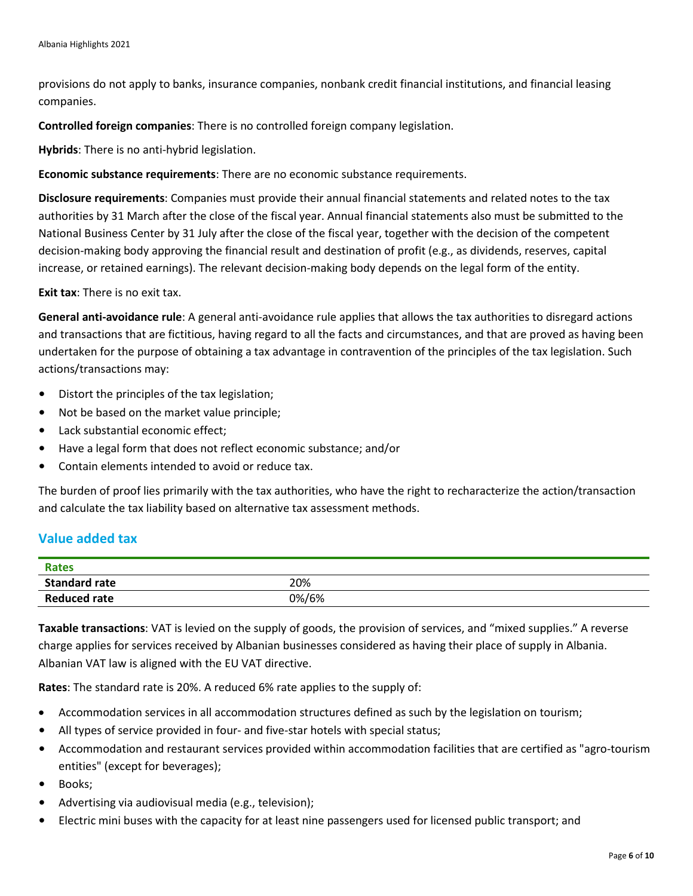provisions do not apply to banks, insurance companies, nonbank credit financial institutions, and financial leasing companies.

**Controlled foreign companies**: There is no controlled foreign company legislation.

**Hybrids**: There is no anti-hybrid legislation.

**Economic substance requirements**: There are no economic substance requirements.

**Disclosure requirements**: Companies must provide their annual financial statements and related notes to the tax authorities by 31 March after the close of the fiscal year. Annual financial statements also must be submitted to the National Business Center by 31 July after the close of the fiscal year, together with the decision of the competent decision-making body approving the financial result and destination of profit (e.g., as dividends, reserves, capital increase, or retained earnings). The relevant decision-making body depends on the legal form of the entity.

**Exit tax**: There is no exit tax.

**General anti-avoidance rule**: A general anti-avoidance rule applies that allows the tax authorities to disregard actions and transactions that are fictitious, having regard to all the facts and circumstances, and that are proved as having been undertaken for the purpose of obtaining a tax advantage in contravention of the principles of the tax legislation. Such actions/transactions may:

- Distort the principles of the tax legislation;
- Not be based on the market value principle;
- Lack substantial economic effect;
- Have a legal form that does not reflect economic substance; and/or
- Contain elements intended to avoid or reduce tax.

The burden of proof lies primarily with the tax authorities, who have the right to recharacterize the action/transaction and calculate the tax liability based on alternative tax assessment methods.

## Value added tax

| Rates | |
|---|---|
| **Standard rate** | 20% |
| **Reduced rate** | 0%/6% |

**Taxable transactions**: VAT is levied on the supply of goods, the provision of services, and "mixed supplies." A reverse charge applies for services received by Albanian businesses considered as having their place of supply in Albania. Albanian VAT law is aligned with the EU VAT directive.

**Rates**: The standard rate is 20%. A reduced 6% rate applies to the supply of:

- Accommodation services in all accommodation structures defined as such by the legislation on tourism;
- All types of service provided in four- and five-star hotels with special status;
- Accommodation and restaurant services provided within accommodation facilities that are certified as "agro-tourism entities" (except for beverages);
- Books;
- Advertising via audiovisual media (e.g., television);
- Electric mini buses with the capacity for at least nine passengers used for licensed public transport; and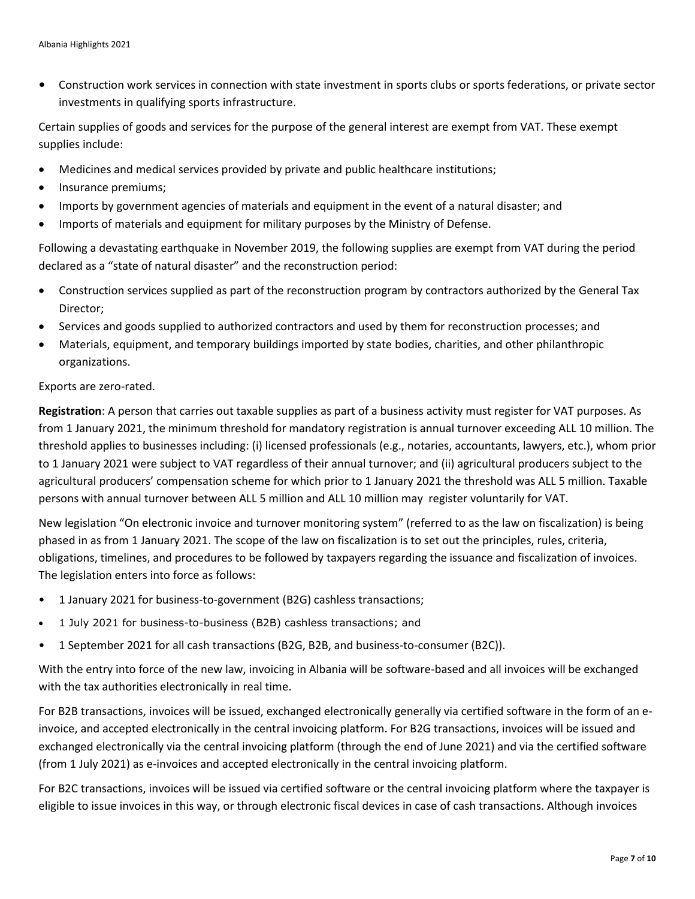- Construction work services in connection with state investment in sports clubs or sports federations, or private sector investments in qualifying sports infrastructure.

Certain supplies of goods and services for the purpose of the general interest are exempt from VAT. These exempt supplies include:

- Medicines and medical services provided by private and public healthcare institutions;
- Insurance premiums;
- Imports by government agencies of materials and equipment in the event of a natural disaster; and
- Imports of materials and equipment for military purposes by the Ministry of Defense.

Following a devastating earthquake in November 2019, the following supplies are exempt from VAT during the period declared as a "state of natural disaster" and the reconstruction period:

- Construction services supplied as part of the reconstruction program by contractors authorized by the General Tax Director;
- Services and goods supplied to authorized contractors and used by them for reconstruction processes; and
- Materials, equipment, and temporary buildings imported by state bodies, charities, and other philanthropic organizations.

Exports are zero-rated.

**Registration**: A person that carries out taxable supplies as part of a business activity must register for VAT purposes. As from 1 January 2021, the minimum threshold for mandatory registration is annual turnover exceeding ALL 10 million. The threshold applies to businesses including: (i) licensed professionals (e.g., notaries, accountants, lawyers, etc.), whom prior to 1 January 2021 were subject to VAT regardless of their annual turnover; and (ii) agricultural producers subject to the agricultural producers' compensation scheme for which prior to 1 January 2021 the threshold was ALL 5 million. Taxable persons with annual turnover between ALL 5 million and ALL 10 million may register voluntarily for VAT.

New legislation "On electronic invoice and turnover monitoring system" (referred to as the law on fiscalization) is being phased in as from 1 January 2021. The scope of the law on fiscalization is to set out the principles, rules, criteria, obligations, timelines, and procedures to be followed by taxpayers regarding the issuance and fiscalization of invoices. The legislation enters into force as follows:

- 1 January 2021 for business-to-government (B2G) cashless transactions;
- 1 July 2021 for business-to-business (B2B) cashless transactions; and
- 1 September 2021 for all cash transactions (B2G, B2B, and business-to-consumer (B2C)).

With the entry into force of the new law, invoicing in Albania will be software-based and all invoices will be exchanged with the tax authorities electronically in real time.

For B2B transactions, invoices will be issued, exchanged electronically generally via certified software in the form of an e-invoice, and accepted electronically in the central invoicing platform. For B2G transactions, invoices will be issued and exchanged electronically via the central invoicing platform (through the end of June 2021) and via the certified software (from 1 July 2021) as e-invoices and accepted electronically in the central invoicing platform.

For B2C transactions, invoices will be issued via certified software or the central invoicing platform where the taxpayer is eligible to issue invoices in this way, or through electronic fiscal devices in case of cash transactions. Although invoices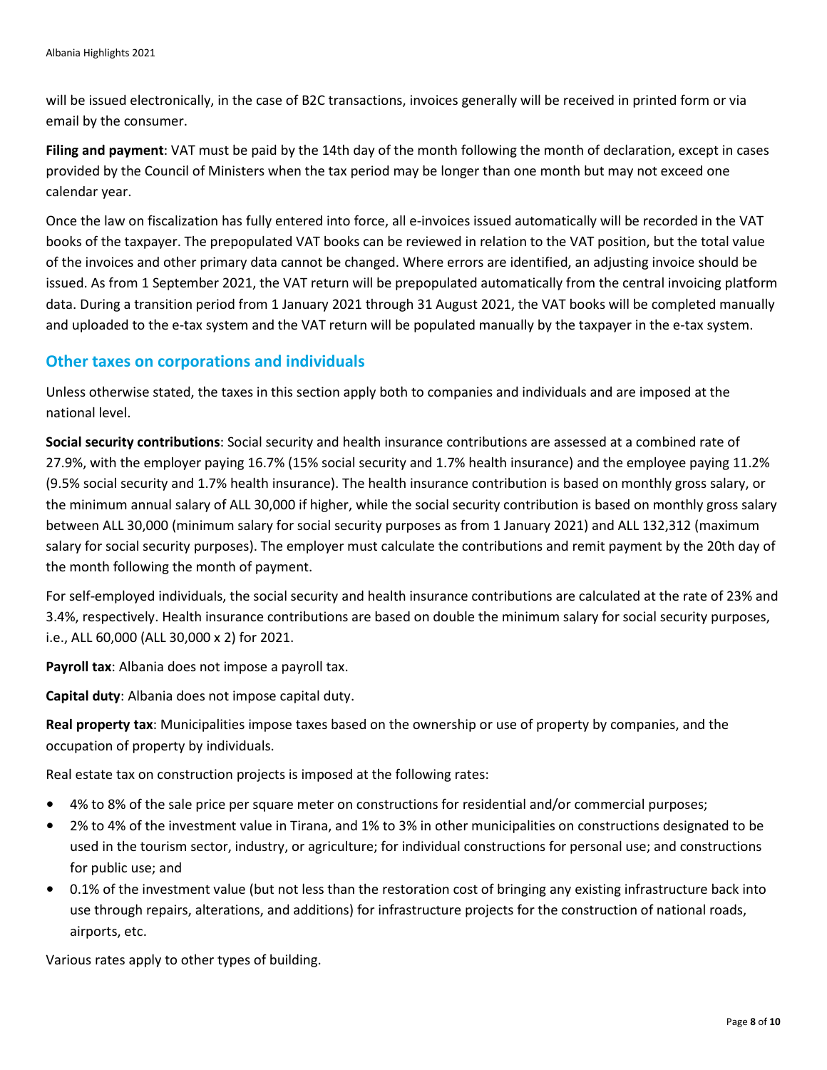will be issued electronically, in the case of B2C transactions, invoices generally will be received in printed form or via email by the consumer.

**Filing and payment**: VAT must be paid by the 14th day of the month following the month of declaration, except in cases provided by the Council of Ministers when the tax period may be longer than one month but may not exceed one calendar year.

Once the law on fiscalization has fully entered into force, all e-invoices issued automatically will be recorded in the VAT books of the taxpayer. The prepopulated VAT books can be reviewed in relation to the VAT position, but the total value of the invoices and other primary data cannot be changed. Where errors are identified, an adjusting invoice should be issued. As from 1 September 2021, the VAT return will be prepopulated automatically from the central invoicing platform data. During a transition period from 1 January 2021 through 31 August 2021, the VAT books will be completed manually and uploaded to the e-tax system and the VAT return will be populated manually by the taxpayer in the e-tax system.

## Other taxes on corporations and individuals

Unless otherwise stated, the taxes in this section apply both to companies and individuals and are imposed at the national level.

**Social security contributions**: Social security and health insurance contributions are assessed at a combined rate of 27.9%, with the employer paying 16.7% (15% social security and 1.7% health insurance) and the employee paying 11.2% (9.5% social security and 1.7% health insurance). The health insurance contribution is based on monthly gross salary, or the minimum annual salary of ALL 30,000 if higher, while the social security contribution is based on monthly gross salary between ALL 30,000 (minimum salary for social security purposes as from 1 January 2021) and ALL 132,312 (maximum salary for social security purposes). The employer must calculate the contributions and remit payment by the 20th day of the month following the month of payment.

For self-employed individuals, the social security and health insurance contributions are calculated at the rate of 23% and 3.4%, respectively. Health insurance contributions are based on double the minimum salary for social security purposes, i.e., ALL 60,000 (ALL 30,000 x 2) for 2021.

**Payroll tax**: Albania does not impose a payroll tax.

**Capital duty**: Albania does not impose capital duty.

**Real property tax**: Municipalities impose taxes based on the ownership or use of property by companies, and the occupation of property by individuals.

Real estate tax on construction projects is imposed at the following rates:

- 4% to 8% of the sale price per square meter on constructions for residential and/or commercial purposes;
- 2% to 4% of the investment value in Tirana, and 1% to 3% in other municipalities on constructions designated to be used in the tourism sector, industry, or agriculture; for individual constructions for personal use; and constructions for public use; and
- 0.1% of the investment value (but not less than the restoration cost of bringing any existing infrastructure back into use through repairs, alterations, and additions) for infrastructure projects for the construction of national roads, airports, etc.

Various rates apply to other types of building.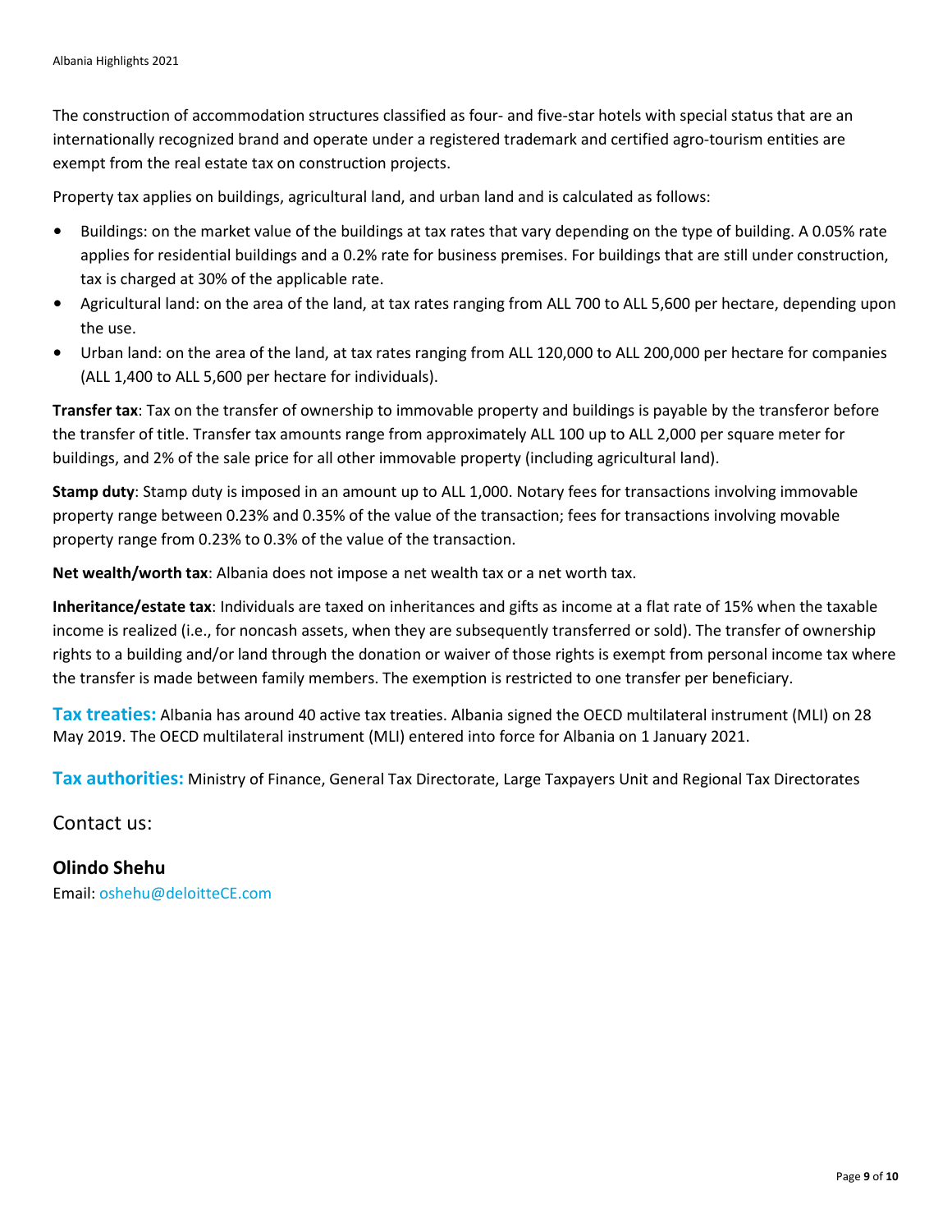The construction of accommodation structures classified as four- and five-star hotels with special status that are an internationally recognized brand and operate under a registered trademark and certified agro-tourism entities are exempt from the real estate tax on construction projects.

Property tax applies on buildings, agricultural land, and urban land and is calculated as follows:

- Buildings: on the market value of the buildings at tax rates that vary depending on the type of building. A 0.05% rate applies for residential buildings and a 0.2% rate for business premises. For buildings that are still under construction, tax is charged at 30% of the applicable rate.
- Agricultural land: on the area of the land, at tax rates ranging from ALL 700 to ALL 5,600 per hectare, depending upon the use.
- Urban land: on the area of the land, at tax rates ranging from ALL 120,000 to ALL 200,000 per hectare for companies (ALL 1,400 to ALL 5,600 per hectare for individuals).

**Transfer tax**: Tax on the transfer of ownership to immovable property and buildings is payable by the transferor before the transfer of title. Transfer tax amounts range from approximately ALL 100 up to ALL 2,000 per square meter for buildings, and 2% of the sale price for all other immovable property (including agricultural land).

**Stamp duty**: Stamp duty is imposed in an amount up to ALL 1,000. Notary fees for transactions involving immovable property range between 0.23% and 0.35% of the value of the transaction; fees for transactions involving movable property range from 0.23% to 0.3% of the value of the transaction.

**Net wealth/worth tax**: Albania does not impose a net wealth tax or a net worth tax.

**Inheritance/estate tax**: Individuals are taxed on inheritances and gifts as income at a flat rate of 15% when the taxable income is realized (i.e., for noncash assets, when they are subsequently transferred or sold). The transfer of ownership rights to a building and/or land through the donation or waiver of those rights is exempt from personal income tax where the transfer is made between family members. The exemption is restricted to one transfer per beneficiary.

**Tax treaties:** Albania has around 40 active tax treaties. Albania signed the OECD multilateral instrument (MLI) on 28 May 2019. The OECD multilateral instrument (MLI) entered into force for Albania on 1 January 2021.

**Tax authorities:** Ministry of Finance, General Tax Directorate, Large Taxpayers Unit and Regional Tax Directorates

## Contact us:

**Olindo Shehu**
Email: oshehu@deloitteCE.com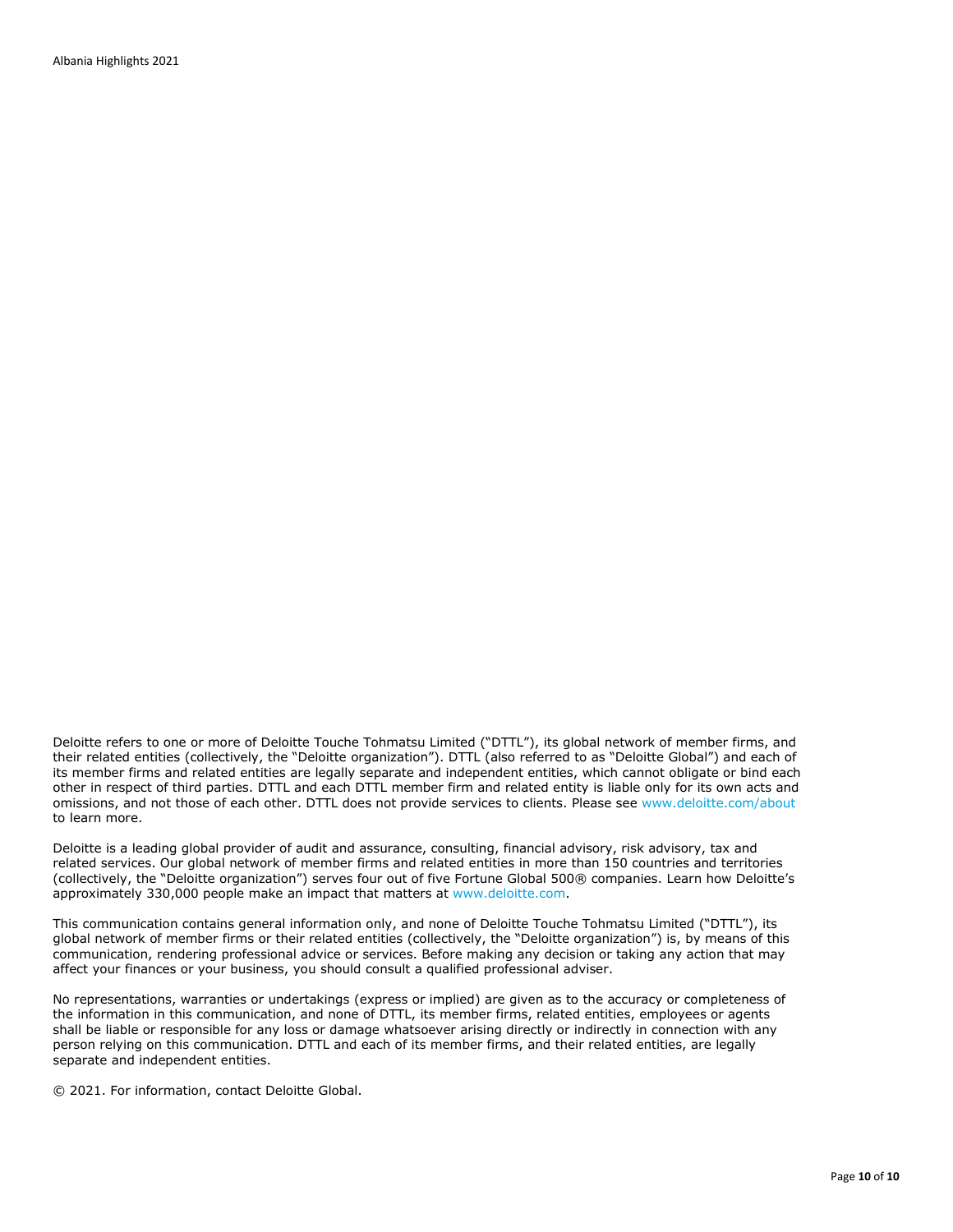Deloitte refers to one or more of Deloitte Touche Tohmatsu Limited ("DTTL"), its global network of member firms, and their related entities (collectively, the "Deloitte organization"). DTTL (also referred to as "Deloitte Global") and each of its member firms and related entities are legally separate and independent entities, which cannot obligate or bind each other in respect of third parties. DTTL and each DTTL member firm and related entity is liable only for its own acts and omissions, and not those of each other. DTTL does not provide services to clients. Please see www.deloitte.com/about to learn more.

Deloitte is a leading global provider of audit and assurance, consulting, financial advisory, risk advisory, tax and related services. Our global network of member firms and related entities in more than 150 countries and territories (collectively, the "Deloitte organization") serves four out of five Fortune Global 500® companies. Learn how Deloitte's approximately 330,000 people make an impact that matters at www.deloitte.com.

This communication contains general information only, and none of Deloitte Touche Tohmatsu Limited ("DTTL"), its global network of member firms or their related entities (collectively, the "Deloitte organization") is, by means of this communication, rendering professional advice or services. Before making any decision or taking any action that may affect your finances or your business, you should consult a qualified professional adviser.

No representations, warranties or undertakings (express or implied) are given as to the accuracy or completeness of the information in this communication, and none of DTTL, its member firms, related entities, employees or agents shall be liable or responsible for any loss or damage whatsoever arising directly or indirectly in connection with any person relying on this communication. DTTL and each of its member firms, and their related entities, are legally separate and independent entities.

© 2021. For information, contact Deloitte Global.